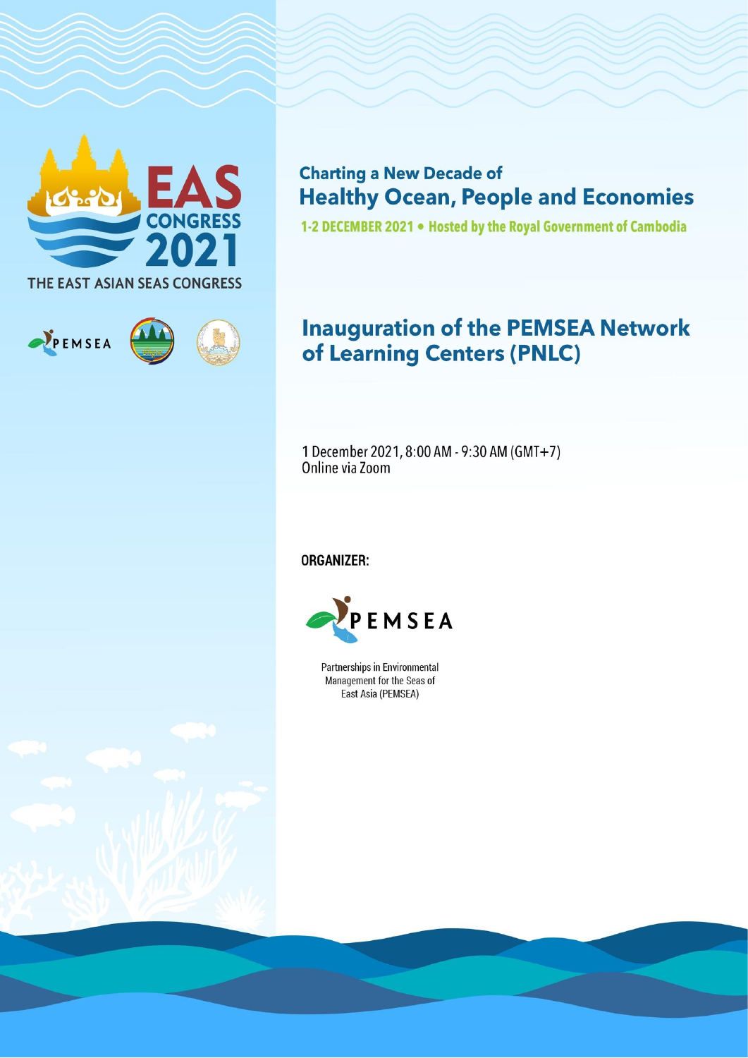EAS CONGRESS 2021

THE EAST ASIAN SEAS CONGRESS

PEMSEA

## Charting a New Decade of
# Healthy Ocean, People and Economies

**1-2 DECEMBER 2021 • Hosted by the Royal Government of Cambodia**

# Inauguration of the PEMSEA Network of Learning Centers (PNLC)

1 December 2021, 8:00 AM - 9:30 AM (GMT+7)
Online via Zoom

**ORGANIZER:**

PEMSEA

Partnerships in Environmental Management for the Seas of East Asia (PEMSEA)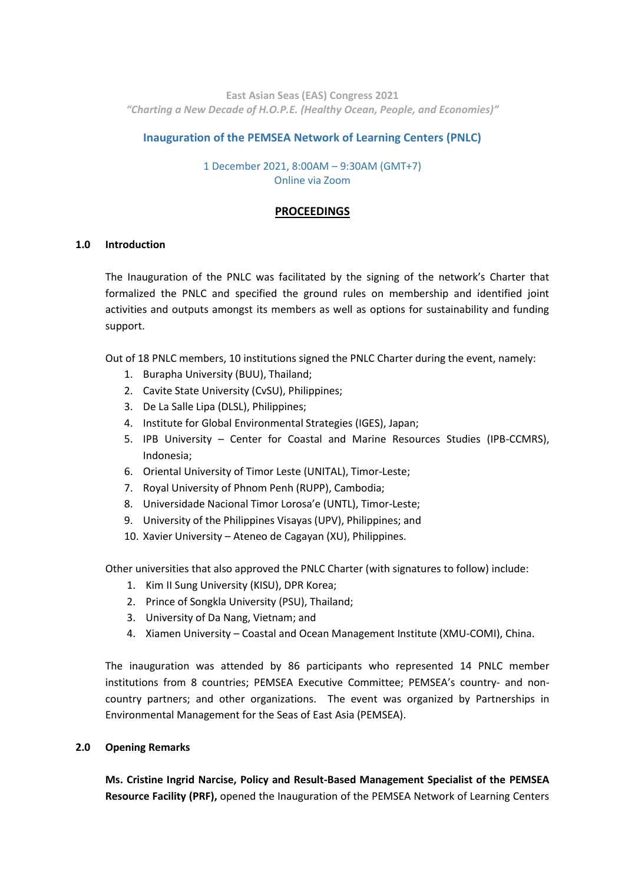East Asian Seas (EAS) Congress 2021
*"Charting a New Decade of H.O.P.E. (Healthy Ocean, People, and Economies)"*

# Inauguration of the PEMSEA Network of Learning Centers (PNLC)

1 December 2021, 8:00AM – 9:30AM (GMT+7)
Online via Zoom

## PROCEEDINGS

### 1.0 Introduction

The Inauguration of the PNLC was facilitated by the signing of the network's Charter that formalized the PNLC and specified the ground rules on membership and identified joint activities and outputs amongst its members as well as options for sustainability and funding support.

Out of 18 PNLC members, 10 institutions signed the PNLC Charter during the event, namely:

1. Burapha University (BUU), Thailand;
2. Cavite State University (CvSU), Philippines;
3. De La Salle Lipa (DLSL), Philippines;
4. Institute for Global Environmental Strategies (IGES), Japan;
5. IPB University – Center for Coastal and Marine Resources Studies (IPB-CCMRS), Indonesia;
6. Oriental University of Timor Leste (UNITAL), Timor-Leste;
7. Royal University of Phnom Penh (RUPP), Cambodia;
8. Universidade Nacional Timor Lorosa'e (UNTL), Timor-Leste;
9. University of the Philippines Visayas (UPV), Philippines; and
10. Xavier University – Ateneo de Cagayan (XU), Philippines.

Other universities that also approved the PNLC Charter (with signatures to follow) include:

1. Kim Il Sung University (KISU), DPR Korea;
2. Prince of Songkla University (PSU), Thailand;
3. University of Da Nang, Vietnam; and
4. Xiamen University – Coastal and Ocean Management Institute (XMU-COMI), China.

The inauguration was attended by 86 participants who represented 14 PNLC member institutions from 8 countries; PEMSEA Executive Committee; PEMSEA's country- and non-country partners; and other organizations. The event was organized by Partnerships in Environmental Management for the Seas of East Asia (PEMSEA).

### 2.0 Opening Remarks

**Ms. Cristine Ingrid Narcise, Policy and Result-Based Management Specialist of the PEMSEA Resource Facility (PRF),** opened the Inauguration of the PEMSEA Network of Learning Centers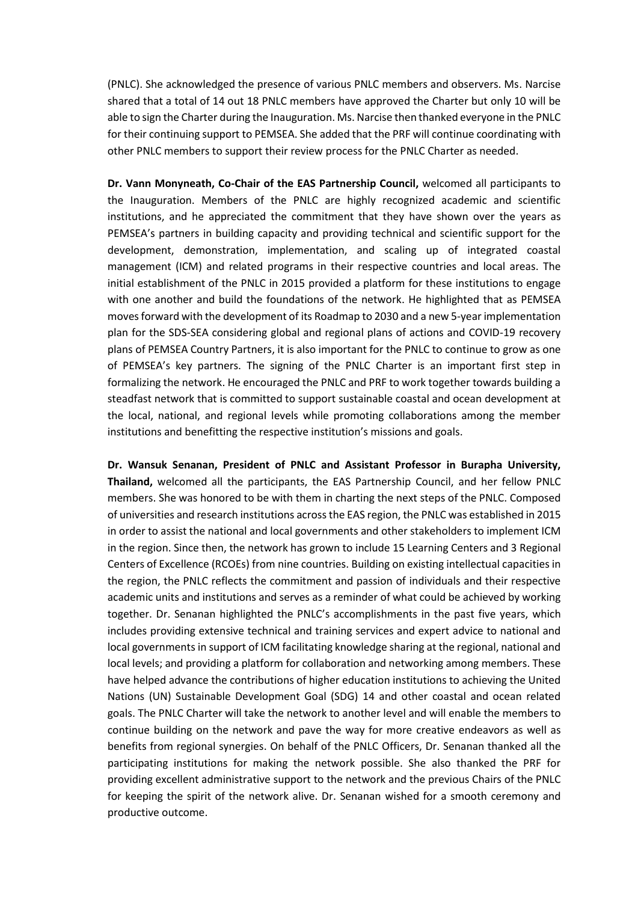(PNLC). She acknowledged the presence of various PNLC members and observers. Ms. Narcise shared that a total of 14 out 18 PNLC members have approved the Charter but only 10 will be able to sign the Charter during the Inauguration. Ms. Narcise then thanked everyone in the PNLC for their continuing support to PEMSEA. She added that the PRF will continue coordinating with other PNLC members to support their review process for the PNLC Charter as needed.

**Dr. Vann Monyneath, Co-Chair of the EAS Partnership Council,** welcomed all participants to the Inauguration. Members of the PNLC are highly recognized academic and scientific institutions, and he appreciated the commitment that they have shown over the years as PEMSEA's partners in building capacity and providing technical and scientific support for the development, demonstration, implementation, and scaling up of integrated coastal management (ICM) and related programs in their respective countries and local areas. The initial establishment of the PNLC in 2015 provided a platform for these institutions to engage with one another and build the foundations of the network. He highlighted that as PEMSEA moves forward with the development of its Roadmap to 2030 and a new 5-year implementation plan for the SDS-SEA considering global and regional plans of actions and COVID-19 recovery plans of PEMSEA Country Partners, it is also important for the PNLC to continue to grow as one of PEMSEA's key partners. The signing of the PNLC Charter is an important first step in formalizing the network. He encouraged the PNLC and PRF to work together towards building a steadfast network that is committed to support sustainable coastal and ocean development at the local, national, and regional levels while promoting collaborations among the member institutions and benefitting the respective institution's missions and goals.

**Dr. Wansuk Senanan, President of PNLC and Assistant Professor in Burapha University, Thailand,** welcomed all the participants, the EAS Partnership Council, and her fellow PNLC members. She was honored to be with them in charting the next steps of the PNLC. Composed of universities and research institutions across the EAS region, the PNLC was established in 2015 in order to assist the national and local governments and other stakeholders to implement ICM in the region. Since then, the network has grown to include 15 Learning Centers and 3 Regional Centers of Excellence (RCOEs) from nine countries. Building on existing intellectual capacities in the region, the PNLC reflects the commitment and passion of individuals and their respective academic units and institutions and serves as a reminder of what could be achieved by working together. Dr. Senanan highlighted the PNLC's accomplishments in the past five years, which includes providing extensive technical and training services and expert advice to national and local governments in support of ICM facilitating knowledge sharing at the regional, national and local levels; and providing a platform for collaboration and networking among members. These have helped advance the contributions of higher education institutions to achieving the United Nations (UN) Sustainable Development Goal (SDG) 14 and other coastal and ocean related goals. The PNLC Charter will take the network to another level and will enable the members to continue building on the network and pave the way for more creative endeavors as well as benefits from regional synergies. On behalf of the PNLC Officers, Dr. Senanan thanked all the participating institutions for making the network possible. She also thanked the PRF for providing excellent administrative support to the network and the previous Chairs of the PNLC for keeping the spirit of the network alive. Dr. Senanan wished for a smooth ceremony and productive outcome.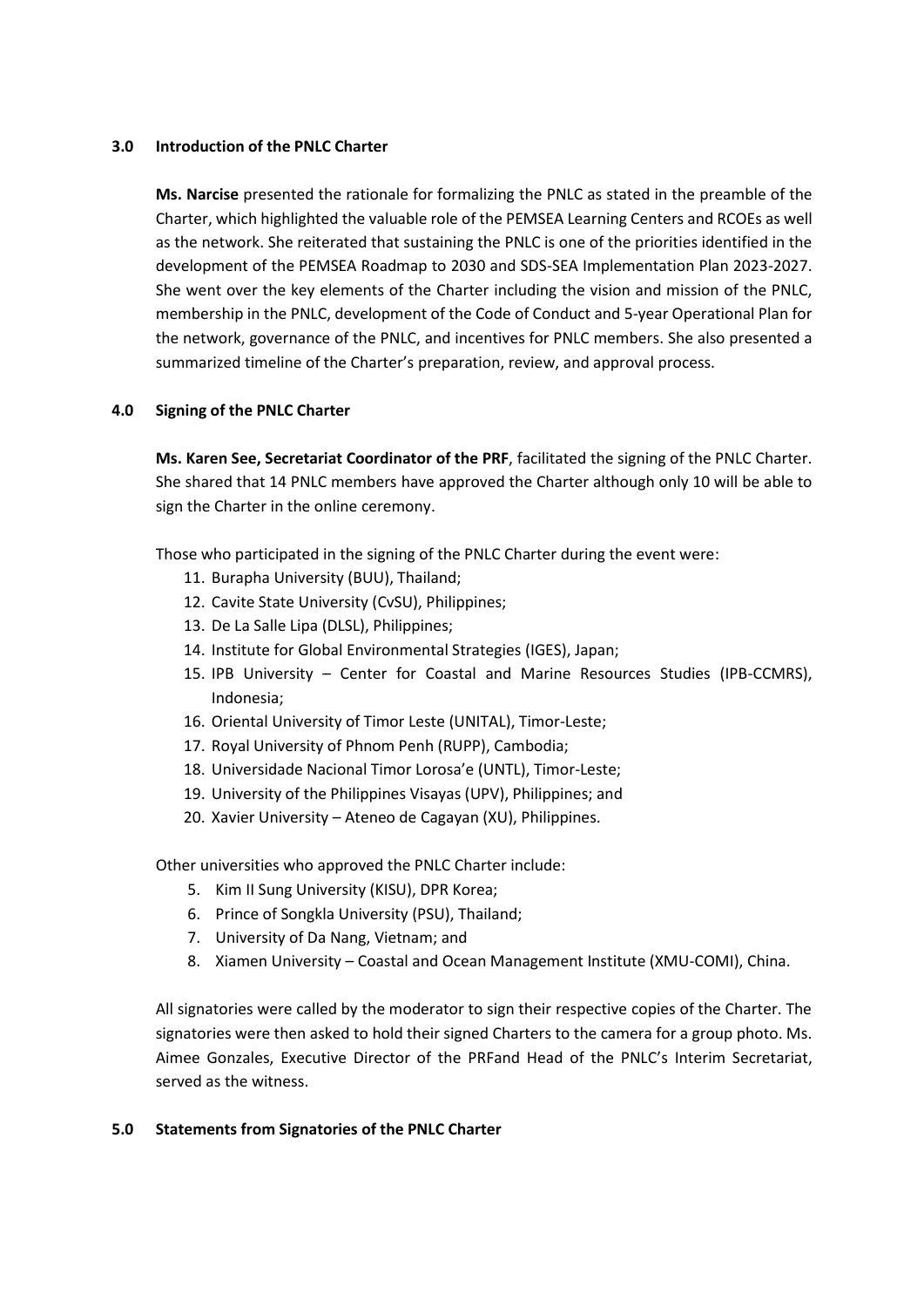### 3.0 Introduction of the PNLC Charter

**Ms. Narcise** presented the rationale for formalizing the PNLC as stated in the preamble of the Charter, which highlighted the valuable role of the PEMSEA Learning Centers and RCOEs as well as the network. She reiterated that sustaining the PNLC is one of the priorities identified in the development of the PEMSEA Roadmap to 2030 and SDS-SEA Implementation Plan 2023-2027. She went over the key elements of the Charter including the vision and mission of the PNLC, membership in the PNLC, development of the Code of Conduct and 5-year Operational Plan for the network, governance of the PNLC, and incentives for PNLC members. She also presented a summarized timeline of the Charter's preparation, review, and approval process.

### 4.0 Signing of the PNLC Charter

**Ms. Karen See, Secretariat Coordinator of the PRF**, facilitated the signing of the PNLC Charter. She shared that 14 PNLC members have approved the Charter although only 10 will be able to sign the Charter in the online ceremony.

Those who participated in the signing of the PNLC Charter during the event were:

11. Burapha University (BUU), Thailand;
12. Cavite State University (CvSU), Philippines;
13. De La Salle Lipa (DLSL), Philippines;
14. Institute for Global Environmental Strategies (IGES), Japan;
15. IPB University – Center for Coastal and Marine Resources Studies (IPB-CCMRS), Indonesia;
16. Oriental University of Timor Leste (UNITAL), Timor-Leste;
17. Royal University of Phnom Penh (RUPP), Cambodia;
18. Universidade Nacional Timor Lorosa'e (UNTL), Timor-Leste;
19. University of the Philippines Visayas (UPV), Philippines; and
20. Xavier University – Ateneo de Cagayan (XU), Philippines.

Other universities who approved the PNLC Charter include:

5. Kim II Sung University (KISU), DPR Korea;
6. Prince of Songkla University (PSU), Thailand;
7. University of Da Nang, Vietnam; and
8. Xiamen University – Coastal and Ocean Management Institute (XMU-COMI), China.

All signatories were called by the moderator to sign their respective copies of the Charter. The signatories were then asked to hold their signed Charters to the camera for a group photo. Ms. Aimee Gonzales, Executive Director of the PRFand Head of the PNLC's Interim Secretariat, served as the witness.

### 5.0 Statements from Signatories of the PNLC Charter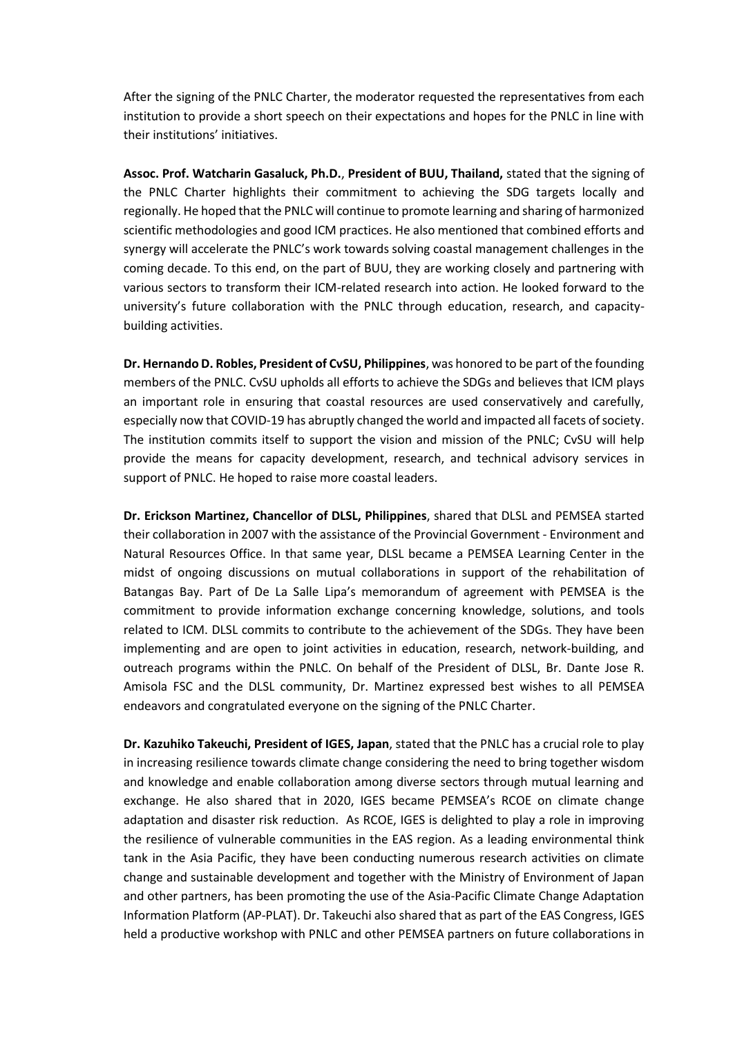After the signing of the PNLC Charter, the moderator requested the representatives from each institution to provide a short speech on their expectations and hopes for the PNLC in line with their institutions' initiatives.

**Assoc. Prof. Watcharin Gasaluck, Ph.D.**, **President of BUU, Thailand,** stated that the signing of the PNLC Charter highlights their commitment to achieving the SDG targets locally and regionally. He hoped that the PNLC will continue to promote learning and sharing of harmonized scientific methodologies and good ICM practices. He also mentioned that combined efforts and synergy will accelerate the PNLC's work towards solving coastal management challenges in the coming decade. To this end, on the part of BUU, they are working closely and partnering with various sectors to transform their ICM-related research into action. He looked forward to the university's future collaboration with the PNLC through education, research, and capacity-building activities.

**Dr. Hernando D. Robles, President of CvSU, Philippines**, was honored to be part of the founding members of the PNLC. CvSU upholds all efforts to achieve the SDGs and believes that ICM plays an important role in ensuring that coastal resources are used conservatively and carefully, especially now that COVID-19 has abruptly changed the world and impacted all facets of society. The institution commits itself to support the vision and mission of the PNLC; CvSU will help provide the means for capacity development, research, and technical advisory services in support of PNLC. He hoped to raise more coastal leaders.

**Dr. Erickson Martinez, Chancellor of DLSL, Philippines**, shared that DLSL and PEMSEA started their collaboration in 2007 with the assistance of the Provincial Government - Environment and Natural Resources Office. In that same year, DLSL became a PEMSEA Learning Center in the midst of ongoing discussions on mutual collaborations in support of the rehabilitation of Batangas Bay. Part of De La Salle Lipa's memorandum of agreement with PEMSEA is the commitment to provide information exchange concerning knowledge, solutions, and tools related to ICM. DLSL commits to contribute to the achievement of the SDGs. They have been implementing and are open to joint activities in education, research, network-building, and outreach programs within the PNLC. On behalf of the President of DLSL, Br. Dante Jose R. Amisola FSC and the DLSL community, Dr. Martinez expressed best wishes to all PEMSEA endeavors and congratulated everyone on the signing of the PNLC Charter.

**Dr. Kazuhiko Takeuchi, President of IGES, Japan**, stated that the PNLC has a crucial role to play in increasing resilience towards climate change considering the need to bring together wisdom and knowledge and enable collaboration among diverse sectors through mutual learning and exchange. He also shared that in 2020, IGES became PEMSEA's RCOE on climate change adaptation and disaster risk reduction. As RCOE, IGES is delighted to play a role in improving the resilience of vulnerable communities in the EAS region. As a leading environmental think tank in the Asia Pacific, they have been conducting numerous research activities on climate change and sustainable development and together with the Ministry of Environment of Japan and other partners, has been promoting the use of the Asia-Pacific Climate Change Adaptation Information Platform (AP-PLAT). Dr. Takeuchi also shared that as part of the EAS Congress, IGES held a productive workshop with PNLC and other PEMSEA partners on future collaborations in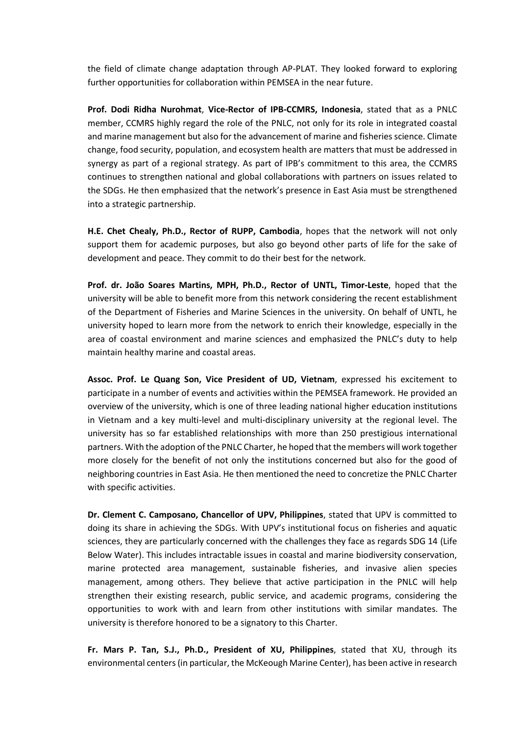the field of climate change adaptation through AP-PLAT. They looked forward to exploring further opportunities for collaboration within PEMSEA in the near future.

**Prof. Dodi Ridha Nurohmat**, **Vice-Rector of IPB-CCMRS, Indonesia**, stated that as a PNLC member, CCMRS highly regard the role of the PNLC, not only for its role in integrated coastal and marine management but also for the advancement of marine and fisheries science. Climate change, food security, population, and ecosystem health are matters that must be addressed in synergy as part of a regional strategy. As part of IPB's commitment to this area, the CCMRS continues to strengthen national and global collaborations with partners on issues related to the SDGs. He then emphasized that the network's presence in East Asia must be strengthened into a strategic partnership.

**H.E. Chet Chealy, Ph.D., Rector of RUPP, Cambodia**, hopes that the network will not only support them for academic purposes, but also go beyond other parts of life for the sake of development and peace. They commit to do their best for the network.

**Prof. dr. João Soares Martins, MPH, Ph.D., Rector of UNTL, Timor-Leste**, hoped that the university will be able to benefit more from this network considering the recent establishment of the Department of Fisheries and Marine Sciences in the university. On behalf of UNTL, he university hoped to learn more from the network to enrich their knowledge, especially in the area of coastal environment and marine sciences and emphasized the PNLC's duty to help maintain healthy marine and coastal areas.

**Assoc. Prof. Le Quang Son, Vice President of UD, Vietnam**, expressed his excitement to participate in a number of events and activities within the PEMSEA framework. He provided an overview of the university, which is one of three leading national higher education institutions in Vietnam and a key multi-level and multi-disciplinary university at the regional level. The university has so far established relationships with more than 250 prestigious international partners. With the adoption of the PNLC Charter, he hoped that the members will work together more closely for the benefit of not only the institutions concerned but also for the good of neighboring countries in East Asia. He then mentioned the need to concretize the PNLC Charter with specific activities.

**Dr. Clement C. Camposano, Chancellor of UPV, Philippines**, stated that UPV is committed to doing its share in achieving the SDGs. With UPV's institutional focus on fisheries and aquatic sciences, they are particularly concerned with the challenges they face as regards SDG 14 (Life Below Water). This includes intractable issues in coastal and marine biodiversity conservation, marine protected area management, sustainable fisheries, and invasive alien species management, among others. They believe that active participation in the PNLC will help strengthen their existing research, public service, and academic programs, considering the opportunities to work with and learn from other institutions with similar mandates. The university is therefore honored to be a signatory to this Charter.

**Fr. Mars P. Tan, S.J., Ph.D., President of XU, Philippines**, stated that XU, through its environmental centers (in particular, the McKeough Marine Center), has been active in research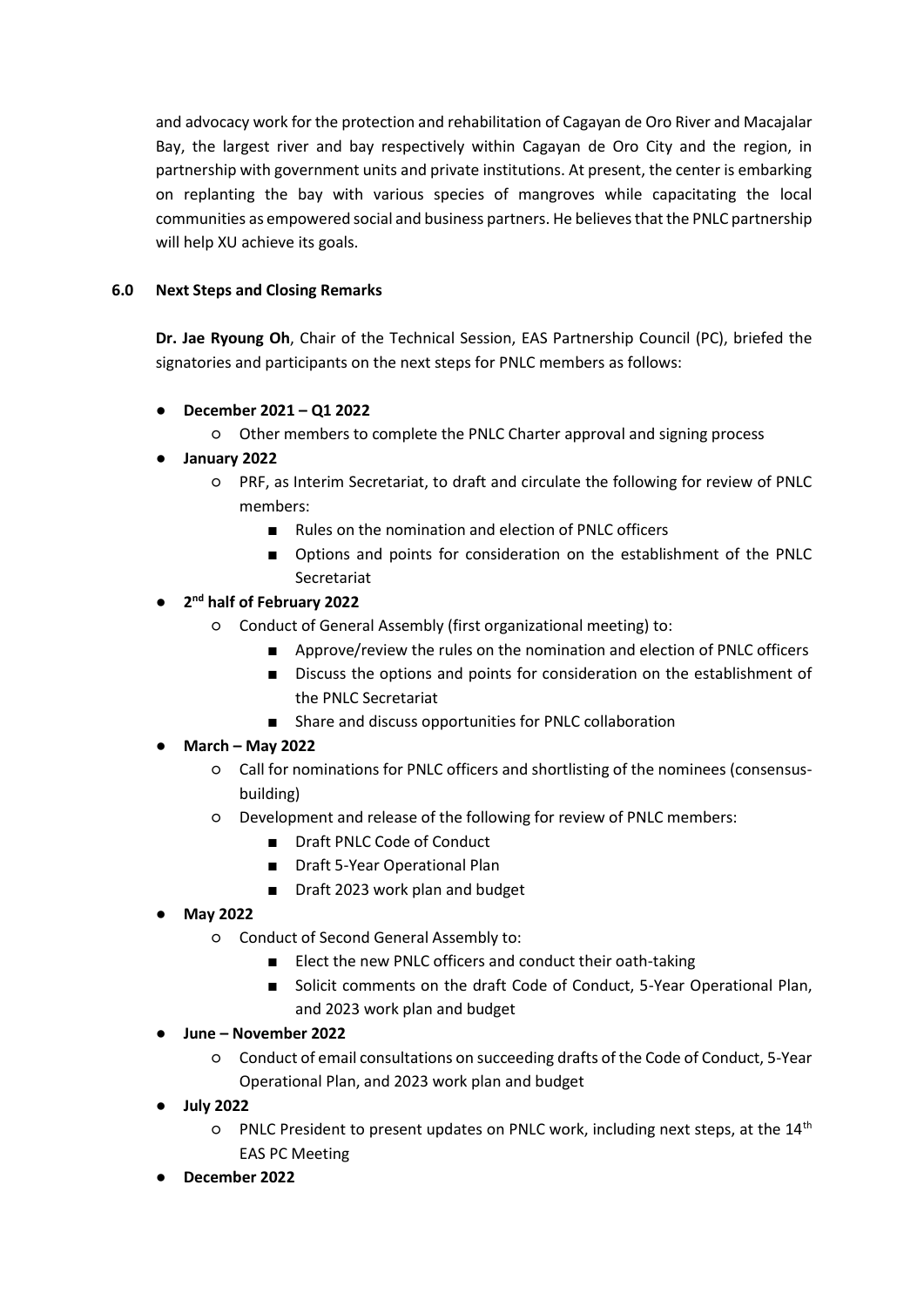and advocacy work for the protection and rehabilitation of Cagayan de Oro River and Macajalar Bay, the largest river and bay respectively within Cagayan de Oro City and the region, in partnership with government units and private institutions. At present, the center is embarking on replanting the bay with various species of mangroves while capacitating the local communities as empowered social and business partners. He believes that the PNLC partnership will help XU achieve its goals.

## 6.0 Next Steps and Closing Remarks

**Dr. Jae Ryoung Oh**, Chair of the Technical Session, EAS Partnership Council (PC), briefed the signatories and participants on the next steps for PNLC members as follows:

- **December 2021 – Q1 2022**
  - Other members to complete the PNLC Charter approval and signing process
- **January 2022**
  - PRF, as Interim Secretariat, to draft and circulate the following for review of PNLC members:
    - Rules on the nomination and election of PNLC officers
    - Options and points for consideration on the establishment of the PNLC Secretariat
- **2nd half of February 2022**
  - Conduct of General Assembly (first organizational meeting) to:
    - Approve/review the rules on the nomination and election of PNLC officers
    - Discuss the options and points for consideration on the establishment of the PNLC Secretariat
    - Share and discuss opportunities for PNLC collaboration
- **March – May 2022**
  - Call for nominations for PNLC officers and shortlisting of the nominees (consensus-building)
  - Development and release of the following for review of PNLC members:
    - Draft PNLC Code of Conduct
    - Draft 5-Year Operational Plan
    - Draft 2023 work plan and budget
- **May 2022**
  - Conduct of Second General Assembly to:
    - Elect the new PNLC officers and conduct their oath-taking
    - Solicit comments on the draft Code of Conduct, 5-Year Operational Plan, and 2023 work plan and budget
- **June – November 2022**
  - Conduct of email consultations on succeeding drafts of the Code of Conduct, 5-Year Operational Plan, and 2023 work plan and budget
- **July 2022**
  - PNLC President to present updates on PNLC work, including next steps, at the 14th EAS PC Meeting
- **December 2022**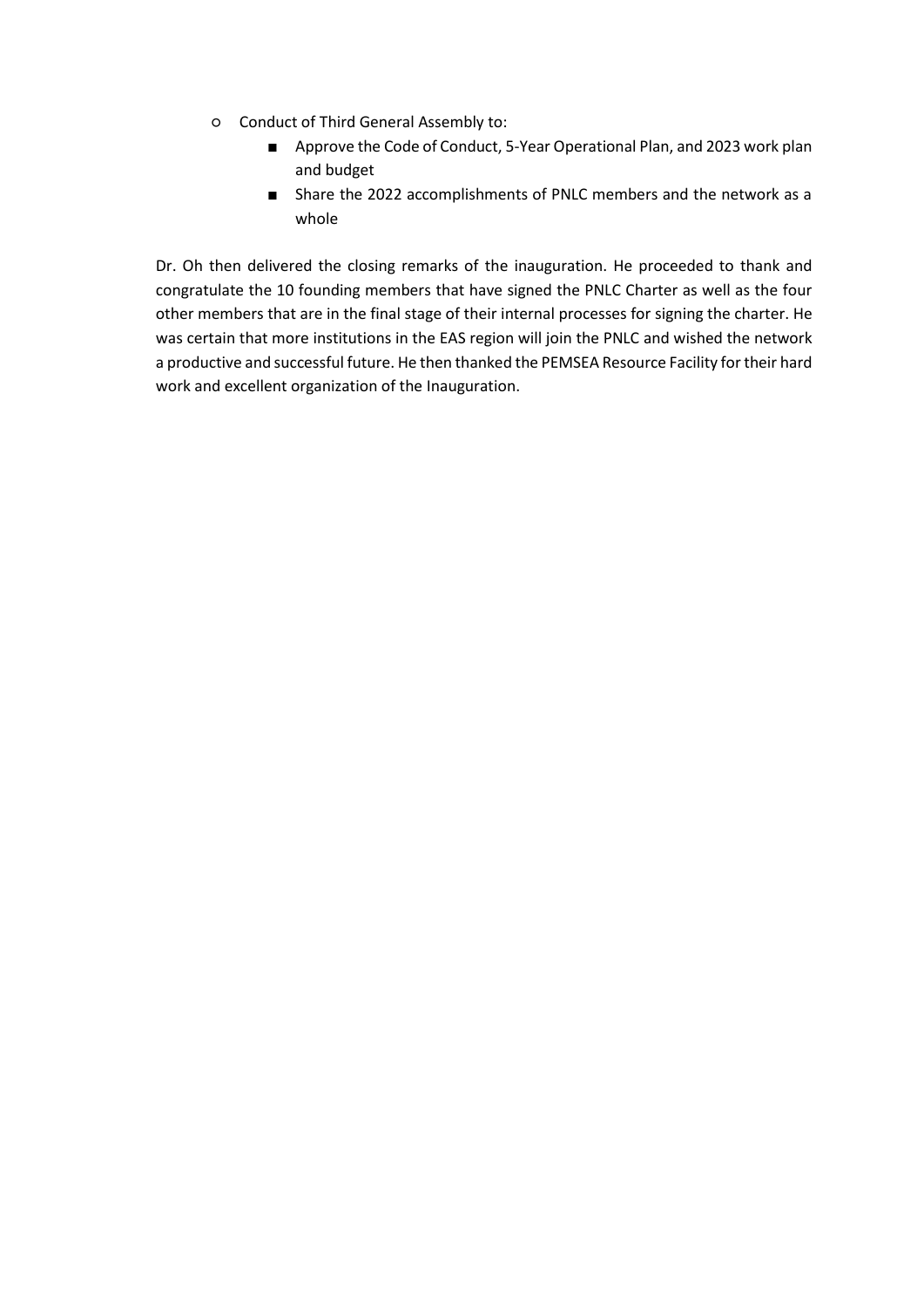- Conduct of Third General Assembly to:
  - Approve the Code of Conduct, 5-Year Operational Plan, and 2023 work plan and budget
  - Share the 2022 accomplishments of PNLC members and the network as a whole

Dr. Oh then delivered the closing remarks of the inauguration. He proceeded to thank and congratulate the 10 founding members that have signed the PNLC Charter as well as the four other members that are in the final stage of their internal processes for signing the charter. He was certain that more institutions in the EAS region will join the PNLC and wished the network a productive and successful future. He then thanked the PEMSEA Resource Facility for their hard work and excellent organization of the Inauguration.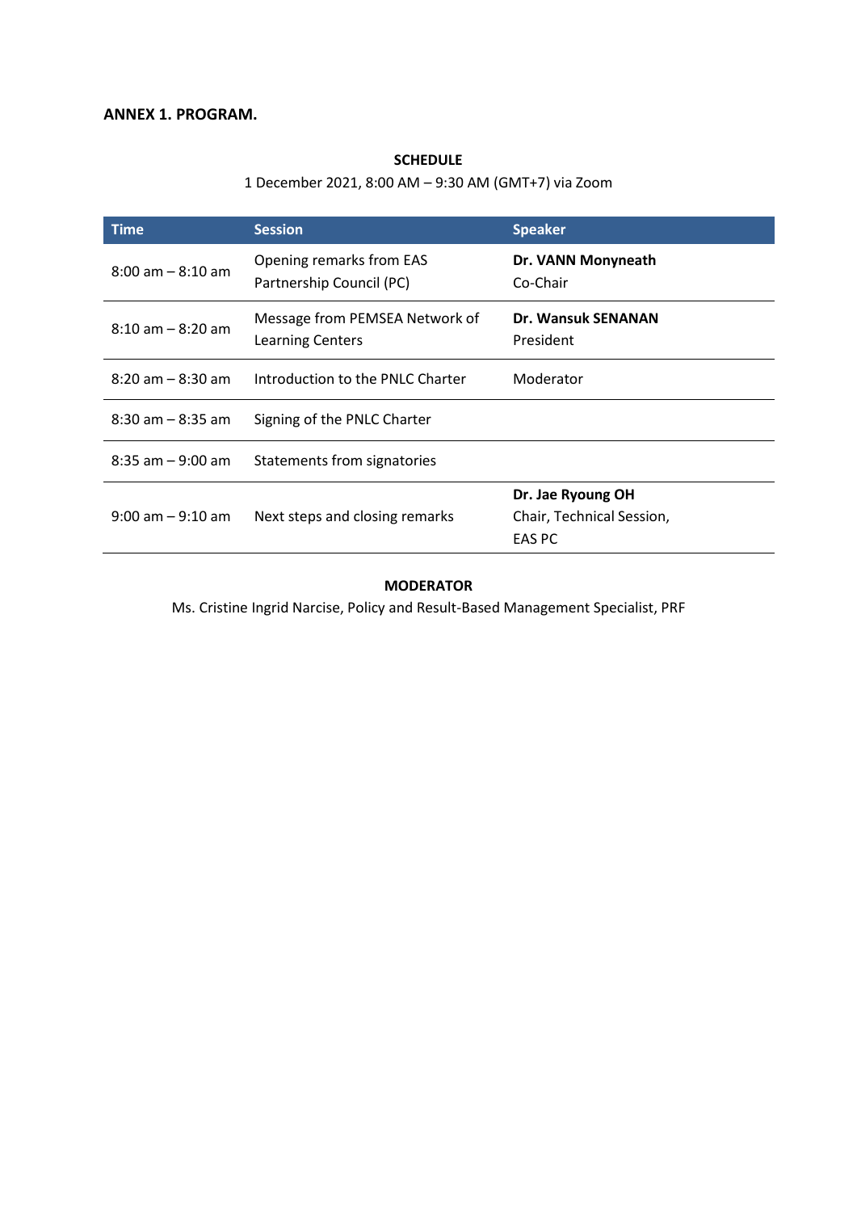**ANNEX 1. PROGRAM.**

**SCHEDULE**

1 December 2021, 8:00 AM – 9:30 AM (GMT+7) via Zoom

| Time | Session | Speaker |
|---|---|---|
| 8:00 am – 8:10 am | Opening remarks from EAS Partnership Council (PC) | **Dr. VANN Monyneath**<br>Co-Chair |
| 8:10 am – 8:20 am | Message from PEMSEA Network of Learning Centers | **Dr. Wansuk SENANAN**<br>President |
| 8:20 am – 8:30 am | Introduction to the PNLC Charter | Moderator |
| 8:30 am – 8:35 am | Signing of the PNLC Charter | |
| 8:35 am – 9:00 am | Statements from signatories | |
| 9:00 am – 9:10 am | Next steps and closing remarks | **Dr. Jae Ryoung OH**<br>Chair, Technical Session, EAS PC |

**MODERATOR**

Ms. Cristine Ingrid Narcise, Policy and Result-Based Management Specialist, PRF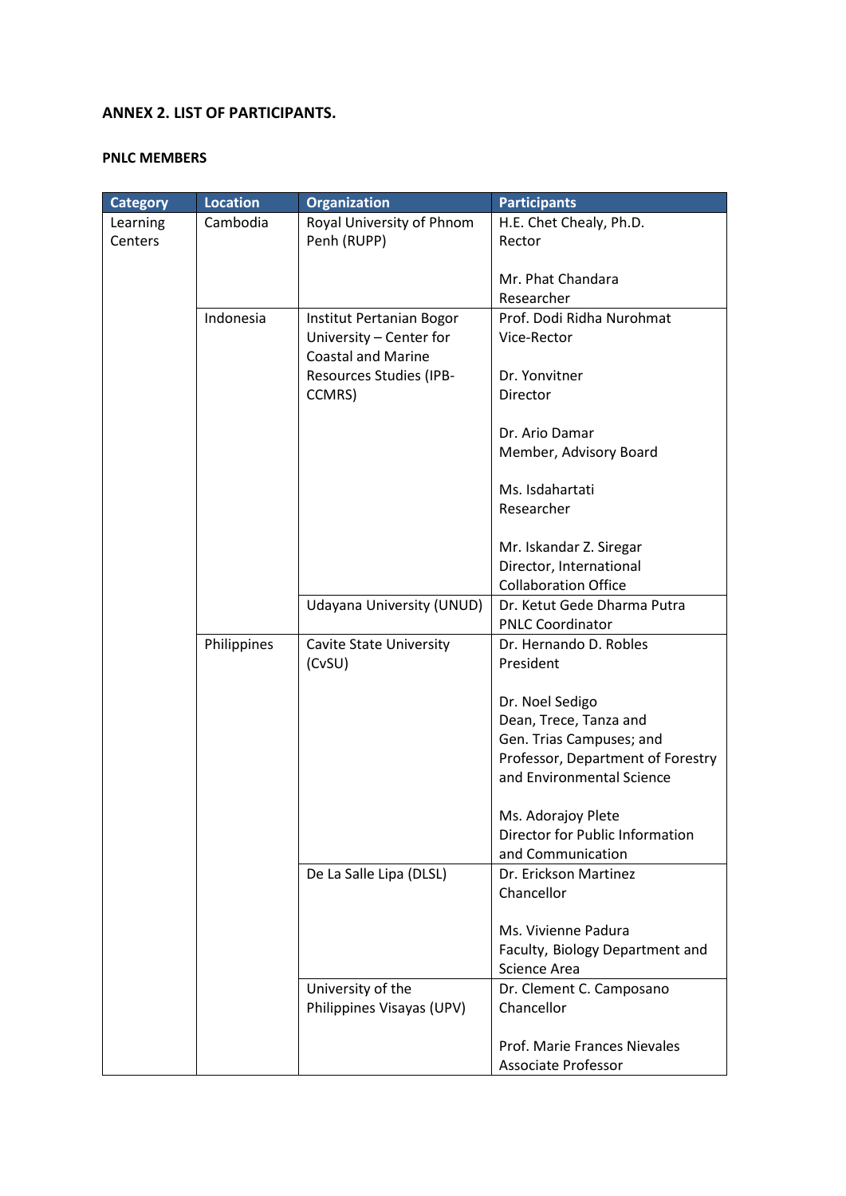**ANNEX 2. LIST OF PARTICIPANTS.**

**PNLC MEMBERS**

| Category | Location | Organization | Participants |
|---|---|---|---|
| Learning Centers | Cambodia | Royal University of Phnom Penh (RUPP) | H.E. Chet Chealy, Ph.D.<br>Rector<br><br>Mr. Phat Chandara<br>Researcher |
| | Indonesia | Institut Pertanian Bogor University – Center for Coastal and Marine Resources Studies (IPB-CCMRS) | Prof. Dodi Ridha Nurohmat<br>Vice-Rector<br><br>Dr. Yonvitner<br>Director<br><br>Dr. Ario Damar<br>Member, Advisory Board<br><br>Ms. Isdahartati<br>Researcher<br><br>Mr. Iskandar Z. Siregar<br>Director, International Collaboration Office |
| | | Udayana University (UNUD) | Dr. Ketut Gede Dharma Putra<br>PNLC Coordinator |
| | Philippines | Cavite State University (CvSU) | Dr. Hernando D. Robles<br>President<br><br>Dr. Noel Sedigo<br>Dean, Trece, Tanza and Gen. Trias Campuses; and Professor, Department of Forestry and Environmental Science<br><br>Ms. Adorajoy Plete<br>Director for Public Information and Communication |
| | | De La Salle Lipa (DLSL) | Dr. Erickson Martinez<br>Chancellor<br><br>Ms. Vivienne Padura<br>Faculty, Biology Department and Science Area |
| | | University of the Philippines Visayas (UPV) | Dr. Clement C. Camposano<br>Chancellor<br><br>Prof. Marie Frances Nievales<br>Associate Professor |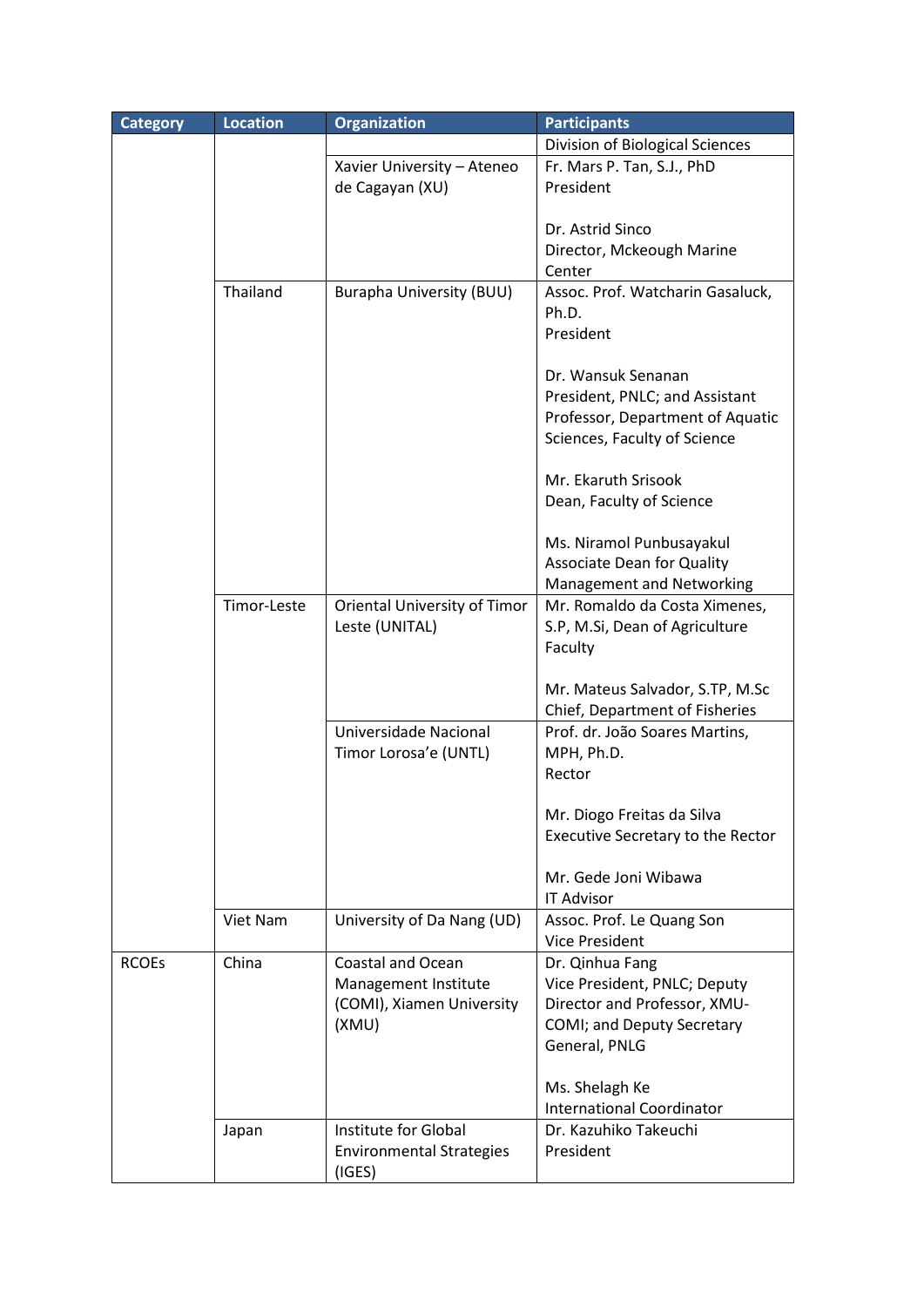| Category | Location | Organization | Participants |
|---|---|---|---|
| | | | Division of Biological Sciences |
| | | Xavier University – Ateneo de Cagayan (XU) | Fr. Mars P. Tan, S.J., PhD<br>President<br><br>Dr. Astrid Sinco<br>Director, Mckeough Marine Center |
| | Thailand | Burapha University (BUU) | Assoc. Prof. Watcharin Gasaluck, Ph.D.<br>President<br><br>Dr. Wansuk Senanan<br>President, PNLC; and Assistant Professor, Department of Aquatic Sciences, Faculty of Science<br><br>Mr. Ekaruth Srisook<br>Dean, Faculty of Science<br><br>Ms. Niramol Punbusayakul<br>Associate Dean for Quality Management and Networking |
| | Timor-Leste | Oriental University of Timor Leste (UNITAL) | Mr. Romaldo da Costa Ximenes, S.P, M.Si, Dean of Agriculture Faculty<br><br>Mr. Mateus Salvador, S.TP, M.Sc<br>Chief, Department of Fisheries |
| | | Universidade Nacional Timor Lorosa'e (UNTL) | Prof. dr. João Soares Martins, MPH, Ph.D.<br>Rector<br><br>Mr. Diogo Freitas da Silva<br>Executive Secretary to the Rector<br><br>Mr. Gede Joni Wibawa<br>IT Advisor |
| | Viet Nam | University of Da Nang (UD) | Assoc. Prof. Le Quang Son<br>Vice President |
| RCOEs | China | Coastal and Ocean Management Institute (COMI), Xiamen University (XMU) | Dr. Qinhua Fang<br>Vice President, PNLC; Deputy Director and Professor, XMU-COMI; and Deputy Secretary General, PNLG<br><br>Ms. Shelagh Ke<br>International Coordinator |
| | Japan | Institute for Global Environmental Strategies (IGES) | Dr. Kazuhiko Takeuchi<br>President |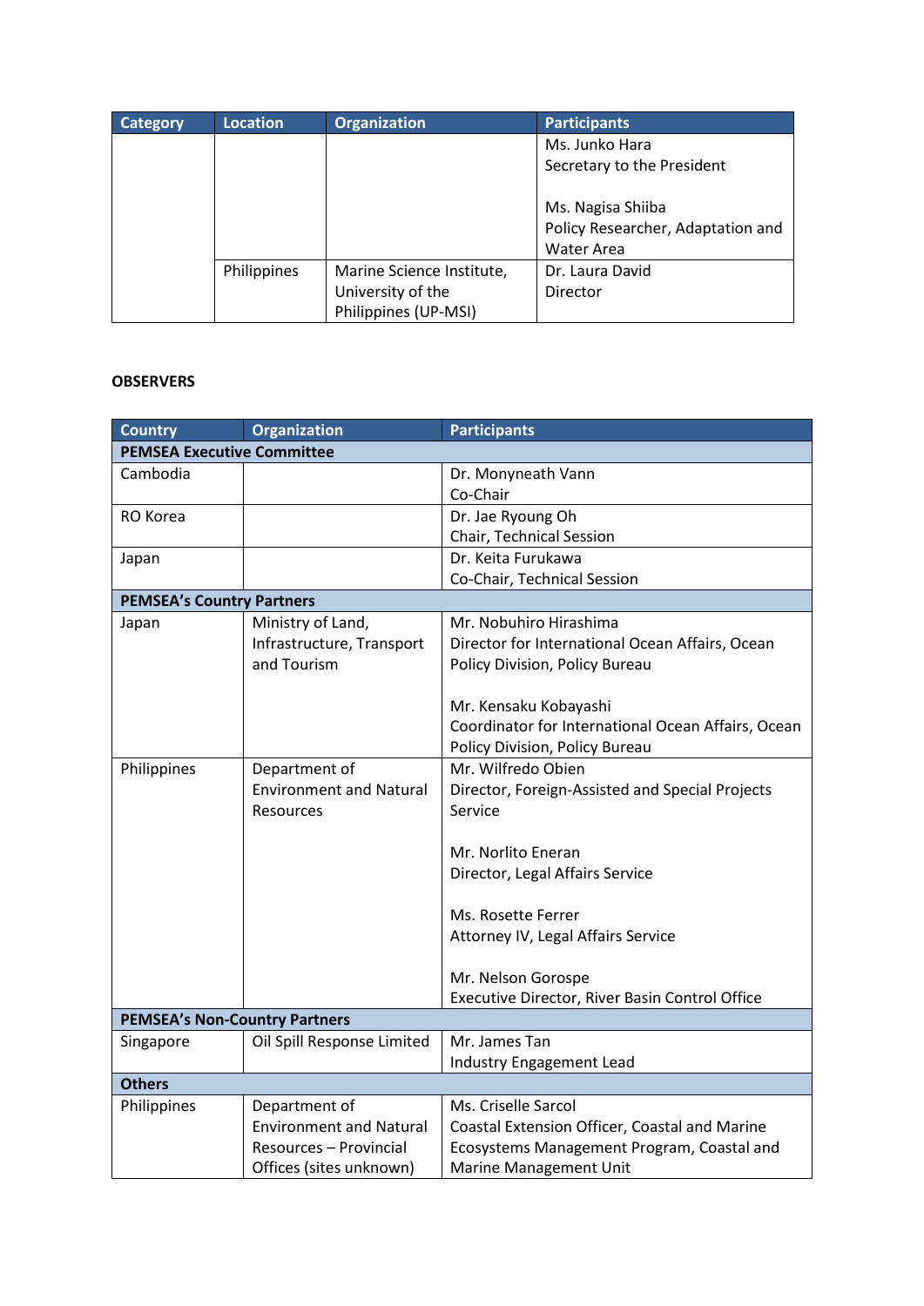| Category | Location | Organization | Participants |
|---|---|---|---|
| | | | Ms. Junko Hara<br>Secretary to the President<br><br>Ms. Nagisa Shiiba<br>Policy Researcher, Adaptation and Water Area |
| | Philippines | Marine Science Institute, University of the Philippines (UP-MSI) | Dr. Laura David<br>Director |

**OBSERVERS**

| Country | Organization | Participants |
|---|---|---|
| **PEMSEA Executive Committee** | | |
| Cambodia | | Dr. Monyneath Vann<br>Co-Chair |
| RO Korea | | Dr. Jae Ryoung Oh<br>Chair, Technical Session |
| Japan | | Dr. Keita Furukawa<br>Co-Chair, Technical Session |
| **PEMSEA's Country Partners** | | |
| Japan | Ministry of Land, Infrastructure, Transport and Tourism | Mr. Nobuhiro Hirashima<br>Director for International Ocean Affairs, Ocean Policy Division, Policy Bureau<br><br>Mr. Kensaku Kobayashi<br>Coordinator for International Ocean Affairs, Ocean Policy Division, Policy Bureau |
| Philippines | Department of Environment and Natural Resources | Mr. Wilfredo Obien<br>Director, Foreign-Assisted and Special Projects Service<br><br>Mr. Norlito Eneran<br>Director, Legal Affairs Service<br><br>Ms. Rosette Ferrer<br>Attorney IV, Legal Affairs Service<br><br>Mr. Nelson Gorospe<br>Executive Director, River Basin Control Office |
| **PEMSEA's Non-Country Partners** | | |
| Singapore | Oil Spill Response Limited | Mr. James Tan<br>Industry Engagement Lead |
| **Others** | | |
| Philippines | Department of Environment and Natural Resources – Provincial Offices (sites unknown) | Ms. Criselle Sarcol<br>Coastal Extension Officer, Coastal and Marine Ecosystems Management Program, Coastal and Marine Management Unit |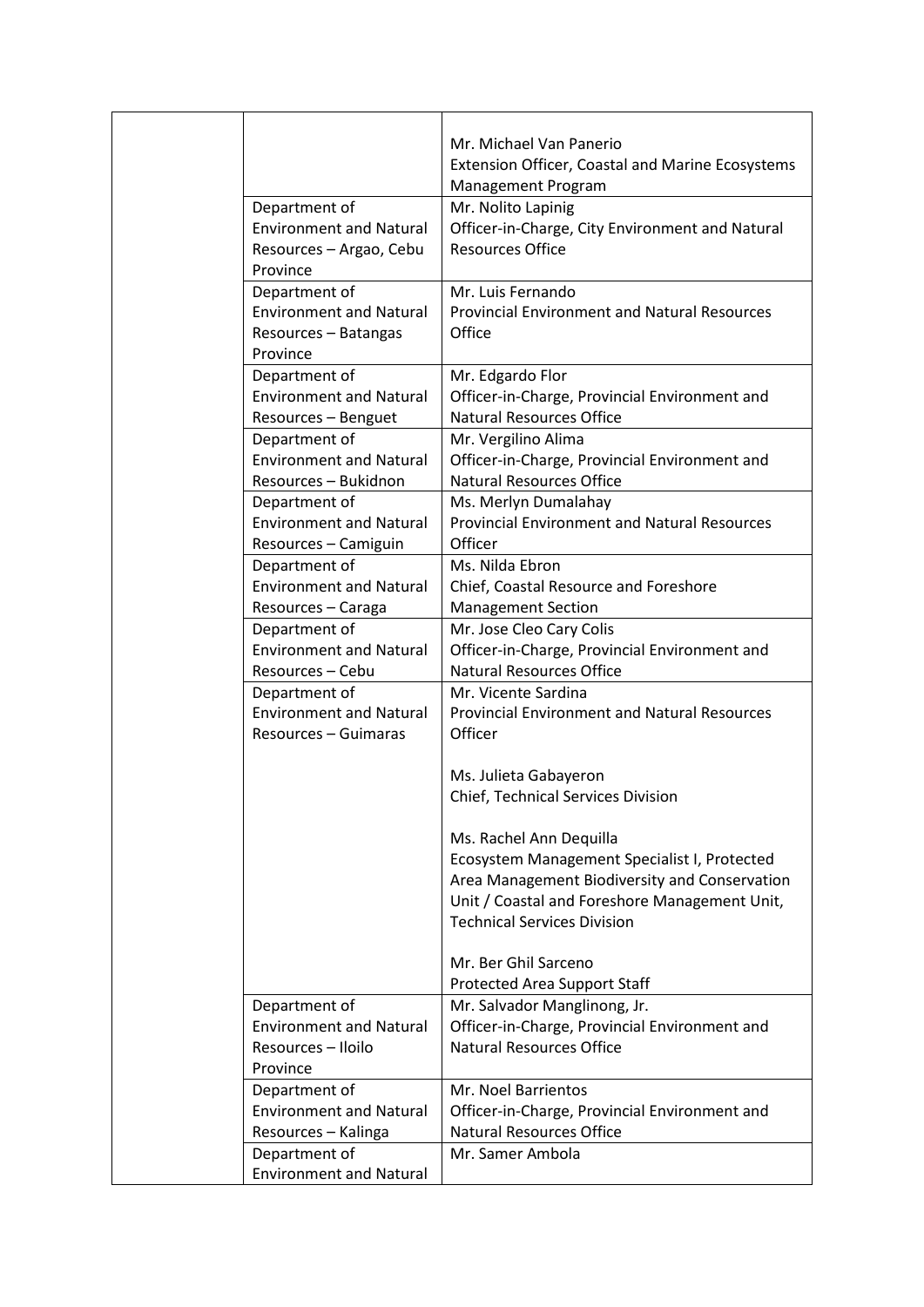| | | |
|---|---|---|
| | | Mr. Michael Van Panerio<br>Extension Officer, Coastal and Marine Ecosystems Management Program |
| | Department of Environment and Natural Resources – Argao, Cebu Province | Mr. Nolito Lapinig<br>Officer-in-Charge, City Environment and Natural Resources Office |
| | Department of Environment and Natural Resources – Batangas Province | Mr. Luis Fernando<br>Provincial Environment and Natural Resources Office |
| | Department of Environment and Natural Resources – Benguet | Mr. Edgardo Flor<br>Officer-in-Charge, Provincial Environment and Natural Resources Office |
| | Department of Environment and Natural Resources – Bukidnon | Mr. Vergilino Alima<br>Officer-in-Charge, Provincial Environment and Natural Resources Office |
| | Department of Environment and Natural Resources – Camiguin | Ms. Merlyn Dumalahay<br>Provincial Environment and Natural Resources Officer |
| | Department of Environment and Natural Resources – Caraga | Ms. Nilda Ebron<br>Chief, Coastal Resource and Foreshore Management Section |
| | Department of Environment and Natural Resources – Cebu | Mr. Jose Cleo Cary Colis<br>Officer-in-Charge, Provincial Environment and Natural Resources Office |
| | Department of Environment and Natural Resources – Guimaras | Mr. Vicente Sardina<br>Provincial Environment and Natural Resources Officer<br><br>Ms. Julieta Gabayeron<br>Chief, Technical Services Division<br><br>Ms. Rachel Ann Dequilla<br>Ecosystem Management Specialist I, Protected Area Management Biodiversity and Conservation Unit / Coastal and Foreshore Management Unit, Technical Services Division<br><br>Mr. Ber Ghil Sarceno<br>Protected Area Support Staff |
| | Department of Environment and Natural Resources – Iloilo Province | Mr. Salvador Manglinong, Jr.<br>Officer-in-Charge, Provincial Environment and Natural Resources Office |
| | Department of Environment and Natural Resources – Kalinga | Mr. Noel Barrientos<br>Officer-in-Charge, Provincial Environment and Natural Resources Office |
| | Department of Environment and Natural | Mr. Samer Ambola |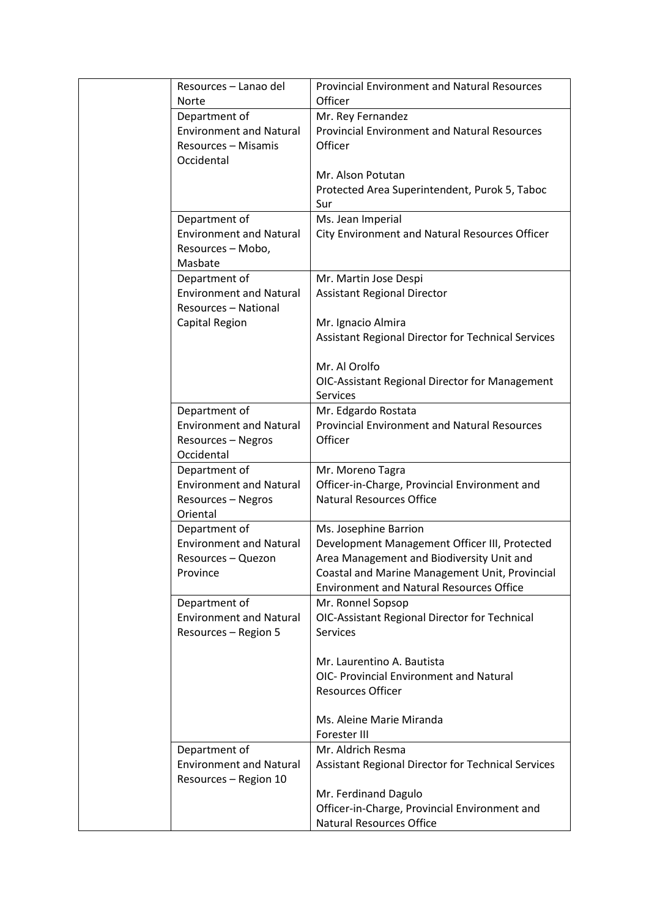| | | |
|---|---|---|
| | Resources – Lanao del Norte | Provincial Environment and Natural Resources Officer |
| | Department of Environment and Natural Resources – Misamis Occidental | Mr. Rey Fernandez<br>Provincial Environment and Natural Resources Officer<br><br>Mr. Alson Potutan<br>Protected Area Superintendent, Purok 5, Taboc Sur |
| | Department of Environment and Natural Resources – Mobo, Masbate | Ms. Jean Imperial<br>City Environment and Natural Resources Officer |
| | Department of Environment and Natural Resources – National Capital Region | Mr. Martin Jose Despi<br>Assistant Regional Director<br><br>Mr. Ignacio Almira<br>Assistant Regional Director for Technical Services<br><br>Mr. Al Orolfo<br>OIC-Assistant Regional Director for Management Services |
| | Department of Environment and Natural Resources – Negros Occidental | Mr. Edgardo Rostata<br>Provincial Environment and Natural Resources Officer |
| | Department of Environment and Natural Resources – Negros Oriental | Mr. Moreno Tagra<br>Officer-in-Charge, Provincial Environment and Natural Resources Office |
| | Department of Environment and Natural Resources – Quezon Province | Ms. Josephine Barrion<br>Development Management Officer III, Protected Area Management and Biodiversity Unit and Coastal and Marine Management Unit, Provincial Environment and Natural Resources Office |
| | Department of Environment and Natural Resources – Region 5 | Mr. Ronnel Sopsop<br>OIC-Assistant Regional Director for Technical Services<br><br>Mr. Laurentino A. Bautista<br>OIC- Provincial Environment and Natural Resources Officer<br><br>Ms. Aleine Marie Miranda<br>Forester III |
| | Department of Environment and Natural Resources – Region 10 | Mr. Aldrich Resma<br>Assistant Regional Director for Technical Services<br><br>Mr. Ferdinand Dagulo<br>Officer-in-Charge, Provincial Environment and Natural Resources Office |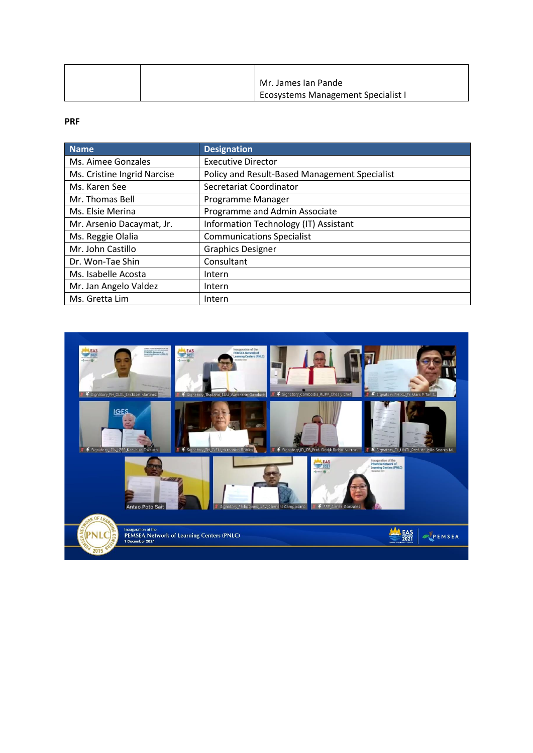| | | Mr. James Ian Pande<br>Ecosystems Management Specialist I |
|---|---|---|

**PRF**

| Name | Designation |
|---|---|
| Ms. Aimee Gonzales | Executive Director |
| Ms. Cristine Ingrid Narcise | Policy and Result-Based Management Specialist |
| Ms. Karen See | Secretariat Coordinator |
| Mr. Thomas Bell | Programme Manager |
| Ms. Elsie Merina | Programme and Admin Associate |
| Mr. Arsenio Dacaymat, Jr. | Information Technology (IT) Assistant |
| Ms. Reggie Olalia | Communications Specialist |
| Mr. John Castillo | Graphics Designer |
| Dr. Won-Tae Shin | Consultant |
| Ms. Isabelle Acosta | Intern |
| Mr. Jan Angelo Valdez | Intern |
| Ms. Gretta Lim | Intern |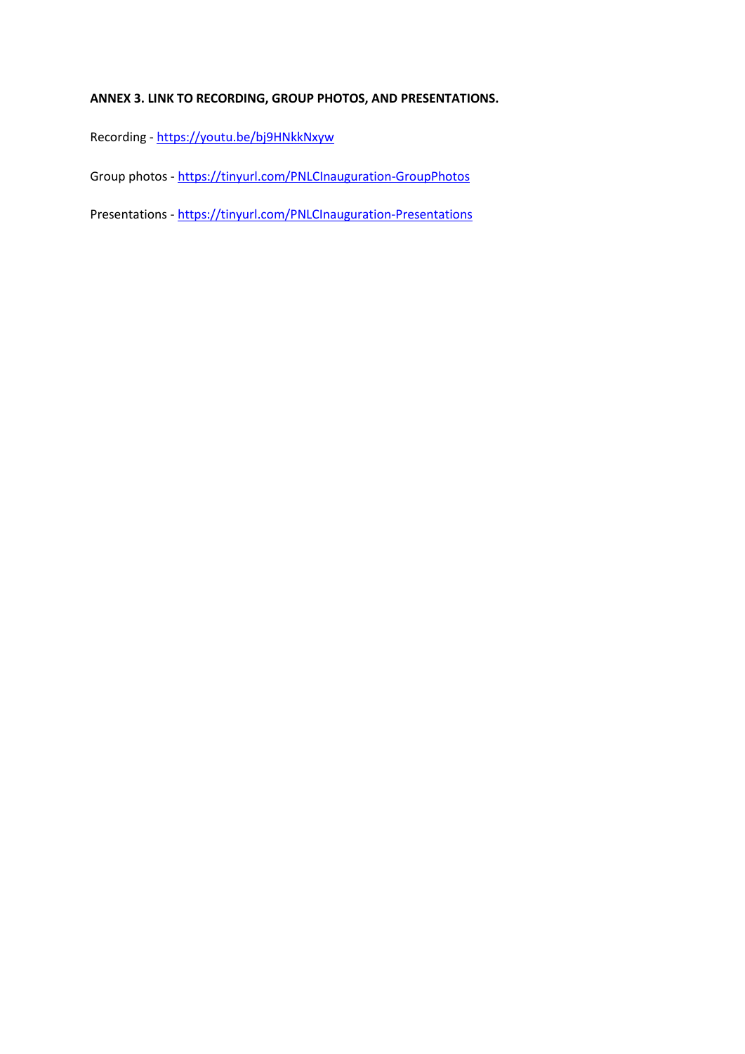**ANNEX 3. LINK TO RECORDING, GROUP PHOTOS, AND PRESENTATIONS.**

Recording - https://youtu.be/bj9HNkkNxyw

Group photos - https://tinyurl.com/PNLCInauguration-GroupPhotos

Presentations - https://tinyurl.com/PNLCInauguration-Presentations